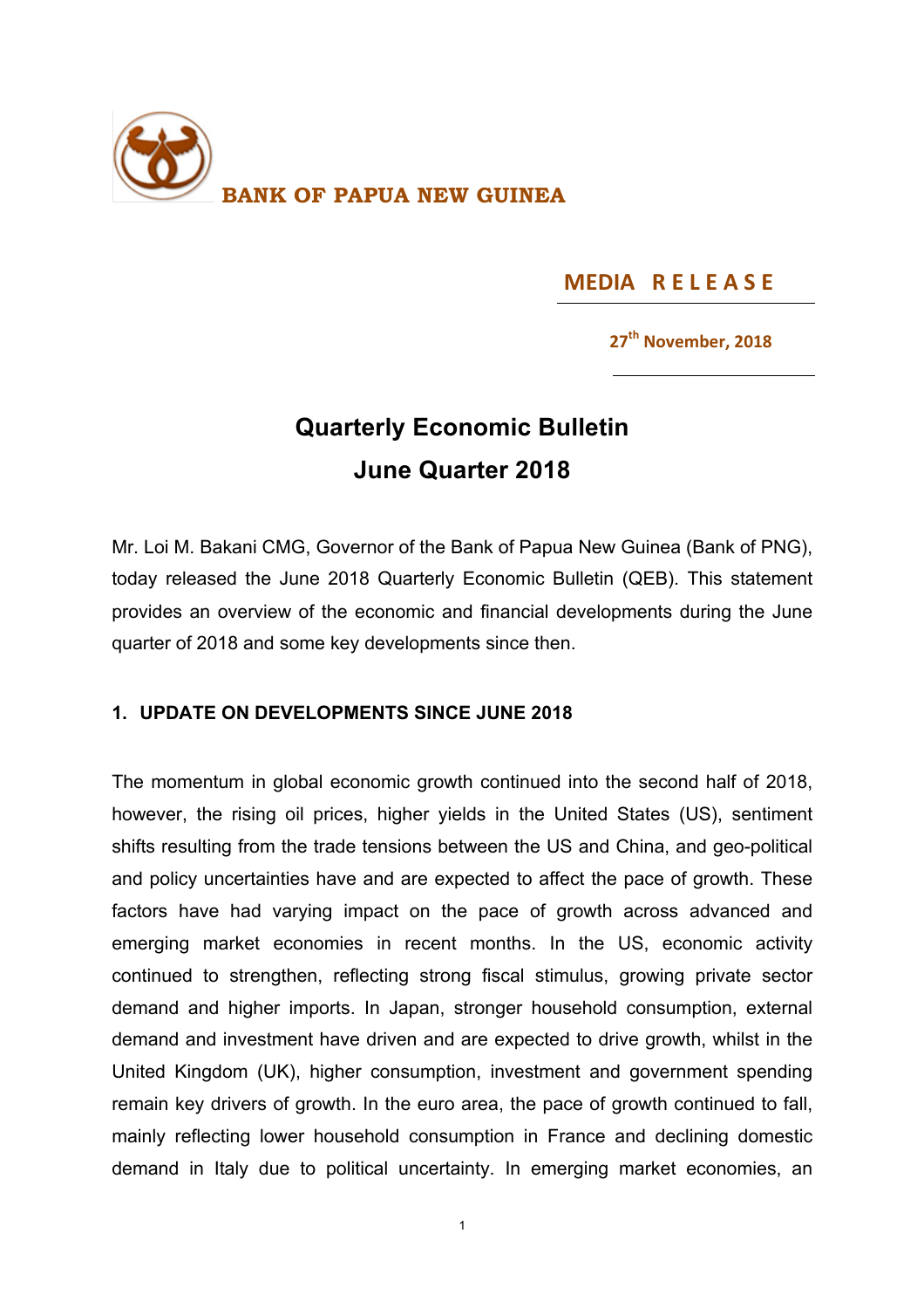**BANK OF PAPUA NEW GUINEA**

**MEDIA RELEASE**

**27th November, 2018**

# Quarterly Economic Bulletin
# June Quarter 2018

Mr. Loi M. Bakani CMG, Governor of the Bank of Papua New Guinea (Bank of PNG), today released the June 2018 Quarterly Economic Bulletin (QEB). This statement provides an overview of the economic and financial developments during the June quarter of 2018 and some key developments since then.

## 1. UPDATE ON DEVELOPMENTS SINCE JUNE 2018

The momentum in global economic growth continued into the second half of 2018, however, the rising oil prices, higher yields in the United States (US), sentiment shifts resulting from the trade tensions between the US and China, and geo-political and policy uncertainties have and are expected to affect the pace of growth. These factors have had varying impact on the pace of growth across advanced and emerging market economies in recent months. In the US, economic activity continued to strengthen, reflecting strong fiscal stimulus, growing private sector demand and higher imports. In Japan, stronger household consumption, external demand and investment have driven and are expected to drive growth, whilst in the United Kingdom (UK), higher consumption, investment and government spending remain key drivers of growth. In the euro area, the pace of growth continued to fall, mainly reflecting lower household consumption in France and declining domestic demand in Italy due to political uncertainty. In emerging market economies, an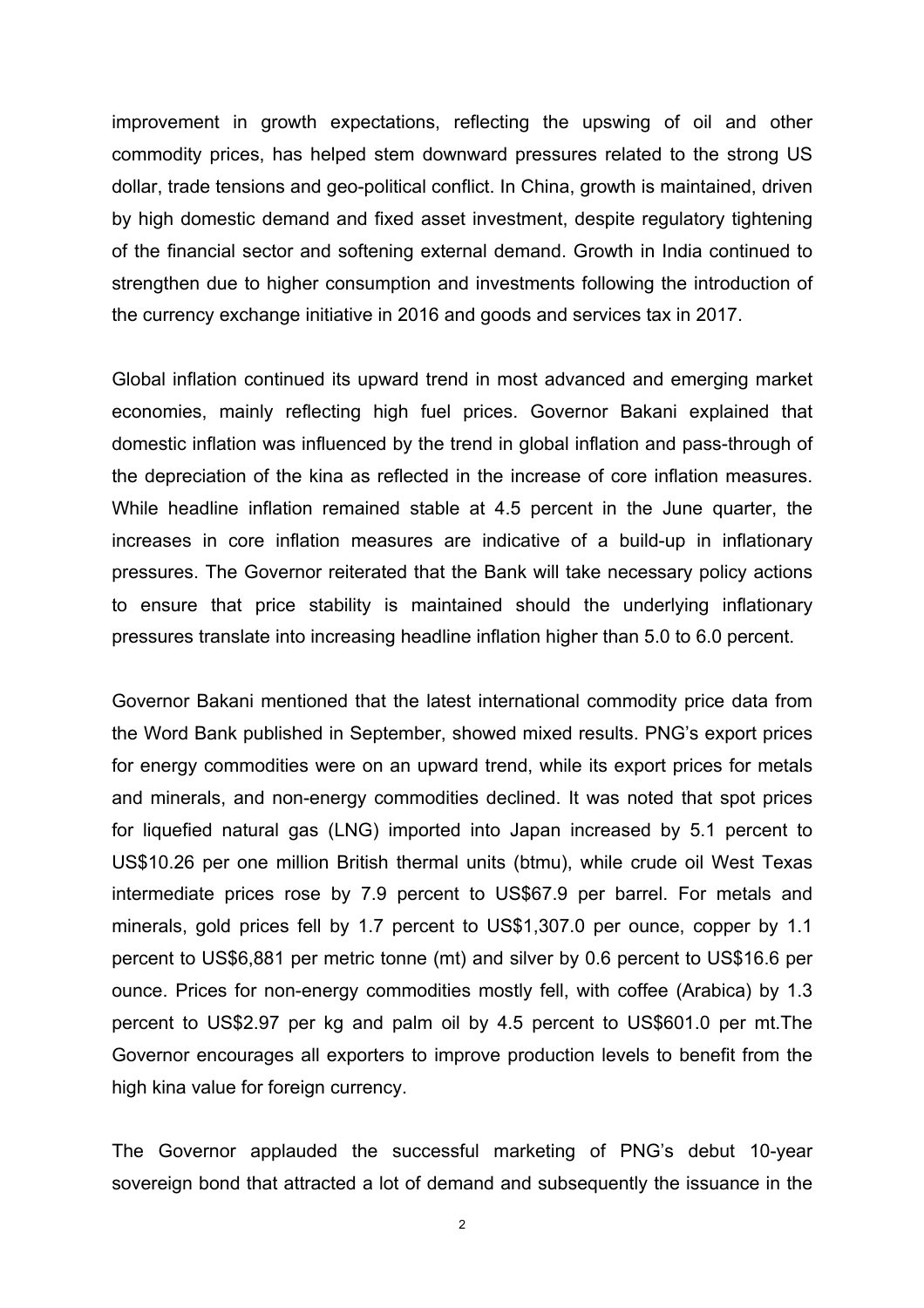improvement in growth expectations, reflecting the upswing of oil and other commodity prices, has helped stem downward pressures related to the strong US dollar, trade tensions and geo-political conflict. In China, growth is maintained, driven by high domestic demand and fixed asset investment, despite regulatory tightening of the financial sector and softening external demand. Growth in India continued to strengthen due to higher consumption and investments following the introduction of the currency exchange initiative in 2016 and goods and services tax in 2017.

Global inflation continued its upward trend in most advanced and emerging market economies, mainly reflecting high fuel prices. Governor Bakani explained that domestic inflation was influenced by the trend in global inflation and pass-through of the depreciation of the kina as reflected in the increase of core inflation measures. While headline inflation remained stable at 4.5 percent in the June quarter, the increases in core inflation measures are indicative of a build-up in inflationary pressures. The Governor reiterated that the Bank will take necessary policy actions to ensure that price stability is maintained should the underlying inflationary pressures translate into increasing headline inflation higher than 5.0 to 6.0 percent.

Governor Bakani mentioned that the latest international commodity price data from the Word Bank published in September, showed mixed results. PNG's export prices for energy commodities were on an upward trend, while its export prices for metals and minerals, and non-energy commodities declined. It was noted that spot prices for liquefied natural gas (LNG) imported into Japan increased by 5.1 percent to US$10.26 per one million British thermal units (btmu), while crude oil West Texas intermediate prices rose by 7.9 percent to US$67.9 per barrel. For metals and minerals, gold prices fell by 1.7 percent to US$1,307.0 per ounce, copper by 1.1 percent to US$6,881 per metric tonne (mt) and silver by 0.6 percent to US$16.6 per ounce. Prices for non-energy commodities mostly fell, with coffee (Arabica) by 1.3 percent to US$2.97 per kg and palm oil by 4.5 percent to US$601.0 per mt.The Governor encourages all exporters to improve production levels to benefit from the high kina value for foreign currency.

The Governor applauded the successful marketing of PNG's debut 10-year sovereign bond that attracted a lot of demand and subsequently the issuance in the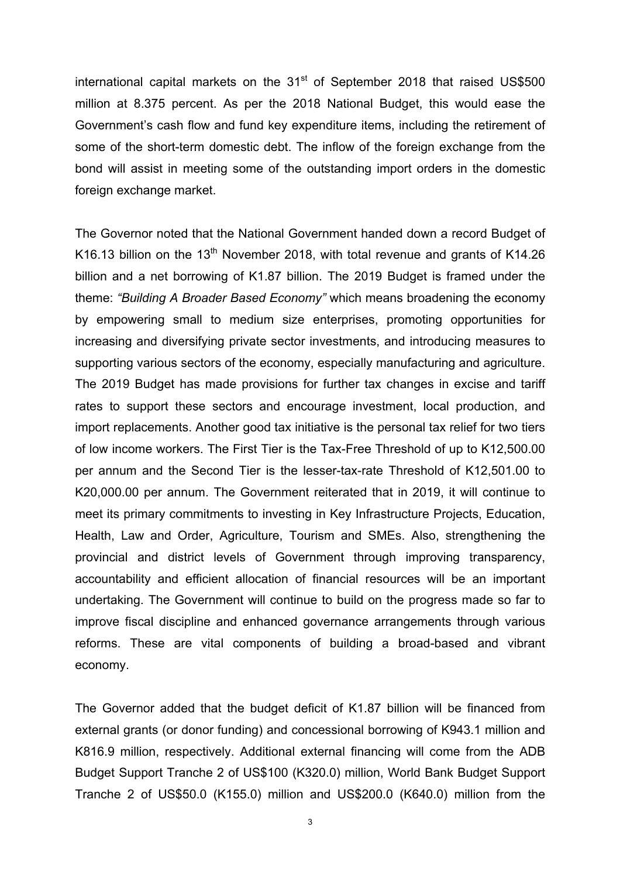international capital markets on the 31st of September 2018 that raised US$500 million at 8.375 percent. As per the 2018 National Budget, this would ease the Government's cash flow and fund key expenditure items, including the retirement of some of the short-term domestic debt. The inflow of the foreign exchange from the bond will assist in meeting some of the outstanding import orders in the domestic foreign exchange market.

The Governor noted that the National Government handed down a record Budget of K16.13 billion on the 13th November 2018, with total revenue and grants of K14.26 billion and a net borrowing of K1.87 billion. The 2019 Budget is framed under the theme: *"Building A Broader Based Economy"* which means broadening the economy by empowering small to medium size enterprises, promoting opportunities for increasing and diversifying private sector investments, and introducing measures to supporting various sectors of the economy, especially manufacturing and agriculture. The 2019 Budget has made provisions for further tax changes in excise and tariff rates to support these sectors and encourage investment, local production, and import replacements. Another good tax initiative is the personal tax relief for two tiers of low income workers. The First Tier is the Tax-Free Threshold of up to K12,500.00 per annum and the Second Tier is the lesser-tax-rate Threshold of K12,501.00 to K20,000.00 per annum. The Government reiterated that in 2019, it will continue to meet its primary commitments to investing in Key Infrastructure Projects, Education, Health, Law and Order, Agriculture, Tourism and SMEs. Also, strengthening the provincial and district levels of Government through improving transparency, accountability and efficient allocation of financial resources will be an important undertaking. The Government will continue to build on the progress made so far to improve fiscal discipline and enhanced governance arrangements through various reforms. These are vital components of building a broad-based and vibrant economy.

The Governor added that the budget deficit of K1.87 billion will be financed from external grants (or donor funding) and concessional borrowing of K943.1 million and K816.9 million, respectively. Additional external financing will come from the ADB Budget Support Tranche 2 of US$100 (K320.0) million, World Bank Budget Support Tranche 2 of US$50.0 (K155.0) million and US$200.0 (K640.0) million from the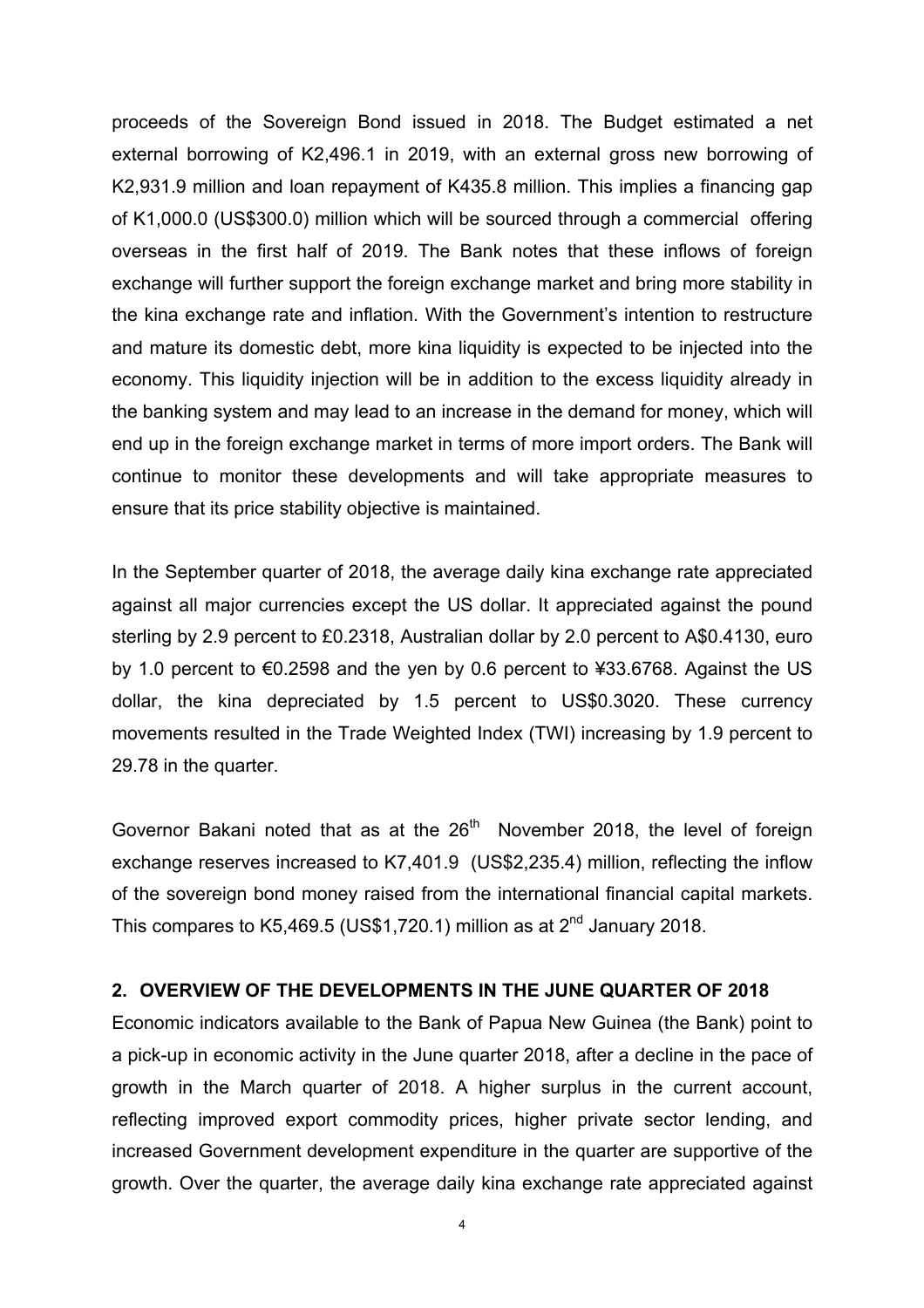proceeds of the Sovereign Bond issued in 2018. The Budget estimated a net external borrowing of K2,496.1 in 2019, with an external gross new borrowing of K2,931.9 million and loan repayment of K435.8 million. This implies a financing gap of K1,000.0 (US$300.0) million which will be sourced through a commercial offering overseas in the first half of 2019. The Bank notes that these inflows of foreign exchange will further support the foreign exchange market and bring more stability in the kina exchange rate and inflation. With the Government's intention to restructure and mature its domestic debt, more kina liquidity is expected to be injected into the economy. This liquidity injection will be in addition to the excess liquidity already in the banking system and may lead to an increase in the demand for money, which will end up in the foreign exchange market in terms of more import orders. The Bank will continue to monitor these developments and will take appropriate measures to ensure that its price stability objective is maintained.

In the September quarter of 2018, the average daily kina exchange rate appreciated against all major currencies except the US dollar. It appreciated against the pound sterling by 2.9 percent to £0.2318, Australian dollar by 2.0 percent to A$0.4130, euro by 1.0 percent to €0.2598 and the yen by 0.6 percent to ¥33.6768. Against the US dollar, the kina depreciated by 1.5 percent to US$0.3020. These currency movements resulted in the Trade Weighted Index (TWI) increasing by 1.9 percent to 29.78 in the quarter.

Governor Bakani noted that as at the 26th November 2018, the level of foreign exchange reserves increased to K7,401.9 (US$2,235.4) million, reflecting the inflow of the sovereign bond money raised from the international financial capital markets. This compares to K5,469.5 (US$1,720.1) million as at 2nd January 2018.

## 2. OVERVIEW OF THE DEVELOPMENTS IN THE JUNE QUARTER OF 2018

Economic indicators available to the Bank of Papua New Guinea (the Bank) point to a pick-up in economic activity in the June quarter 2018, after a decline in the pace of growth in the March quarter of 2018. A higher surplus in the current account, reflecting improved export commodity prices, higher private sector lending, and increased Government development expenditure in the quarter are supportive of the growth. Over the quarter, the average daily kina exchange rate appreciated against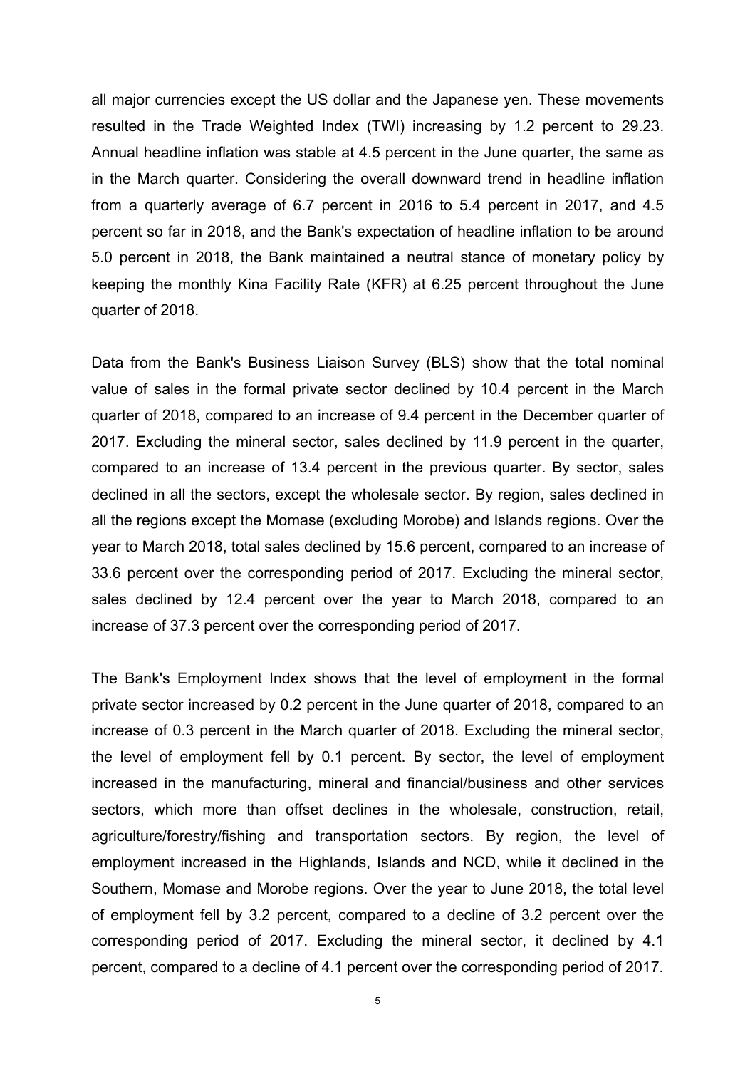all major currencies except the US dollar and the Japanese yen. These movements resulted in the Trade Weighted Index (TWI) increasing by 1.2 percent to 29.23. Annual headline inflation was stable at 4.5 percent in the June quarter, the same as in the March quarter. Considering the overall downward trend in headline inflation from a quarterly average of 6.7 percent in 2016 to 5.4 percent in 2017, and 4.5 percent so far in 2018, and the Bank's expectation of headline inflation to be around 5.0 percent in 2018, the Bank maintained a neutral stance of monetary policy by keeping the monthly Kina Facility Rate (KFR) at 6.25 percent throughout the June quarter of 2018.

Data from the Bank's Business Liaison Survey (BLS) show that the total nominal value of sales in the formal private sector declined by 10.4 percent in the March quarter of 2018, compared to an increase of 9.4 percent in the December quarter of 2017. Excluding the mineral sector, sales declined by 11.9 percent in the quarter, compared to an increase of 13.4 percent in the previous quarter. By sector, sales declined in all the sectors, except the wholesale sector. By region, sales declined in all the regions except the Momase (excluding Morobe) and Islands regions. Over the year to March 2018, total sales declined by 15.6 percent, compared to an increase of 33.6 percent over the corresponding period of 2017. Excluding the mineral sector, sales declined by 12.4 percent over the year to March 2018, compared to an increase of 37.3 percent over the corresponding period of 2017.

The Bank's Employment Index shows that the level of employment in the formal private sector increased by 0.2 percent in the June quarter of 2018, compared to an increase of 0.3 percent in the March quarter of 2018. Excluding the mineral sector, the level of employment fell by 0.1 percent. By sector, the level of employment increased in the manufacturing, mineral and financial/business and other services sectors, which more than offset declines in the wholesale, construction, retail, agriculture/forestry/fishing and transportation sectors. By region, the level of employment increased in the Highlands, Islands and NCD, while it declined in the Southern, Momase and Morobe regions. Over the year to June 2018, the total level of employment fell by 3.2 percent, compared to a decline of 3.2 percent over the corresponding period of 2017. Excluding the mineral sector, it declined by 4.1 percent, compared to a decline of 4.1 percent over the corresponding period of 2017.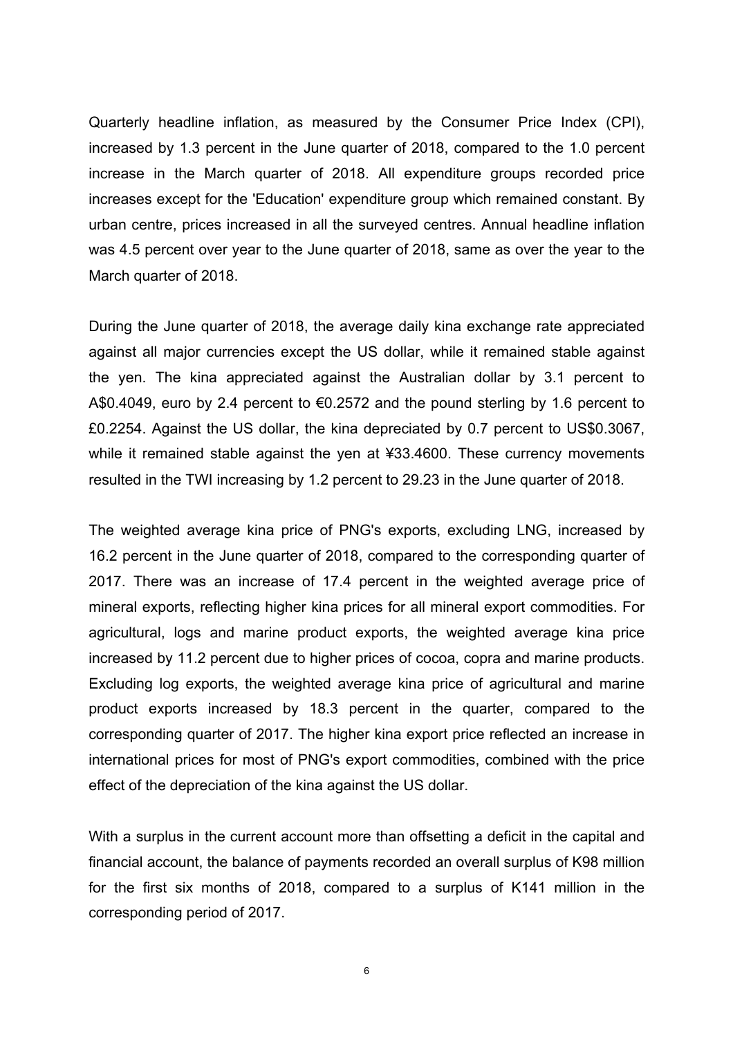Quarterly headline inflation, as measured by the Consumer Price Index (CPI), increased by 1.3 percent in the June quarter of 2018, compared to the 1.0 percent increase in the March quarter of 2018. All expenditure groups recorded price increases except for the 'Education' expenditure group which remained constant. By urban centre, prices increased in all the surveyed centres. Annual headline inflation was 4.5 percent over year to the June quarter of 2018, same as over the year to the March quarter of 2018.

During the June quarter of 2018, the average daily kina exchange rate appreciated against all major currencies except the US dollar, while it remained stable against the yen. The kina appreciated against the Australian dollar by 3.1 percent to A$0.4049, euro by 2.4 percent to €0.2572 and the pound sterling by 1.6 percent to £0.2254. Against the US dollar, the kina depreciated by 0.7 percent to US$0.3067, while it remained stable against the yen at ¥33.4600. These currency movements resulted in the TWI increasing by 1.2 percent to 29.23 in the June quarter of 2018.

The weighted average kina price of PNG's exports, excluding LNG, increased by 16.2 percent in the June quarter of 2018, compared to the corresponding quarter of 2017. There was an increase of 17.4 percent in the weighted average price of mineral exports, reflecting higher kina prices for all mineral export commodities. For agricultural, logs and marine product exports, the weighted average kina price increased by 11.2 percent due to higher prices of cocoa, copra and marine products. Excluding log exports, the weighted average kina price of agricultural and marine product exports increased by 18.3 percent in the quarter, compared to the corresponding quarter of 2017. The higher kina export price reflected an increase in international prices for most of PNG's export commodities, combined with the price effect of the depreciation of the kina against the US dollar.

With a surplus in the current account more than offsetting a deficit in the capital and financial account, the balance of payments recorded an overall surplus of K98 million for the first six months of 2018, compared to a surplus of K141 million in the corresponding period of 2017.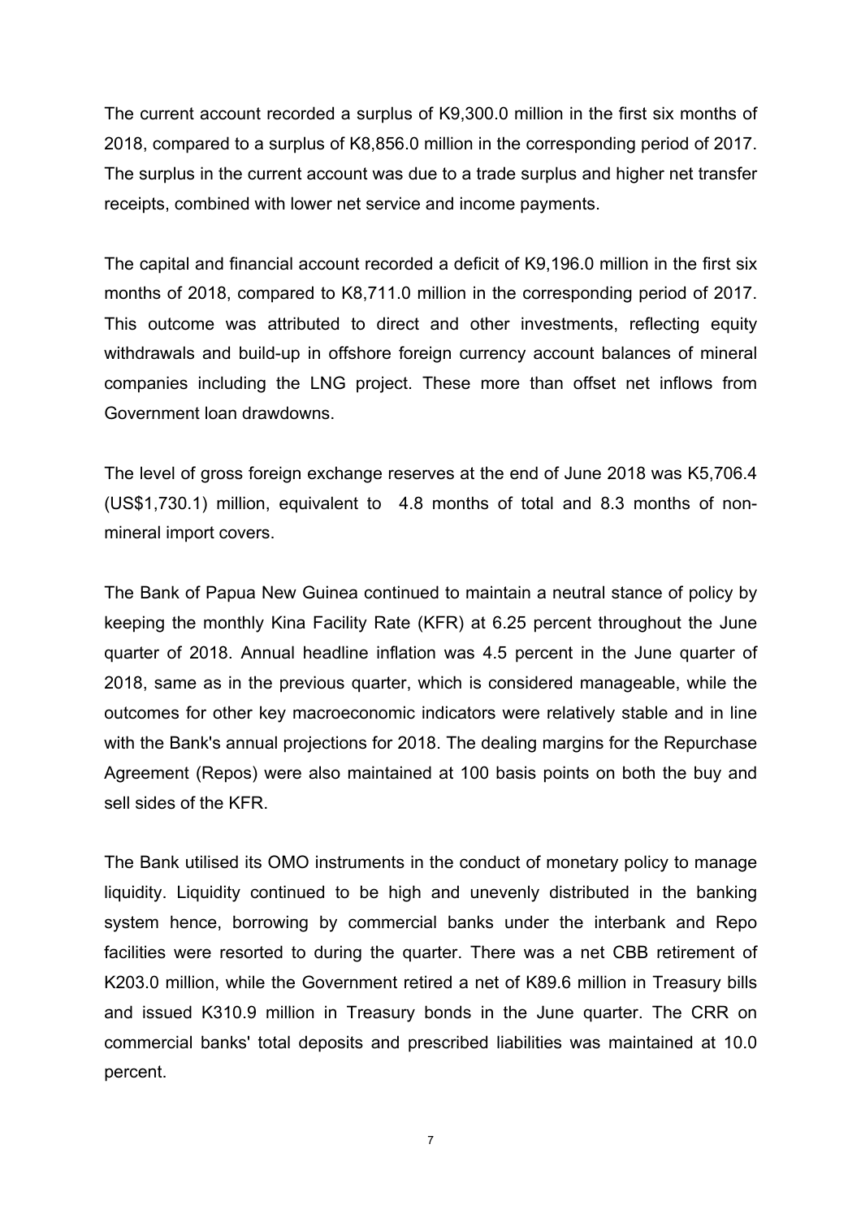The current account recorded a surplus of K9,300.0 million in the first six months of 2018, compared to a surplus of K8,856.0 million in the corresponding period of 2017. The surplus in the current account was due to a trade surplus and higher net transfer receipts, combined with lower net service and income payments.

The capital and financial account recorded a deficit of K9,196.0 million in the first six months of 2018, compared to K8,711.0 million in the corresponding period of 2017. This outcome was attributed to direct and other investments, reflecting equity withdrawals and build-up in offshore foreign currency account balances of mineral companies including the LNG project. These more than offset net inflows from Government loan drawdowns.

The level of gross foreign exchange reserves at the end of June 2018 was K5,706.4 (US$1,730.1) million, equivalent to 4.8 months of total and 8.3 months of non-mineral import covers.

The Bank of Papua New Guinea continued to maintain a neutral stance of policy by keeping the monthly Kina Facility Rate (KFR) at 6.25 percent throughout the June quarter of 2018. Annual headline inflation was 4.5 percent in the June quarter of 2018, same as in the previous quarter, which is considered manageable, while the outcomes for other key macroeconomic indicators were relatively stable and in line with the Bank's annual projections for 2018. The dealing margins for the Repurchase Agreement (Repos) were also maintained at 100 basis points on both the buy and sell sides of the KFR.

The Bank utilised its OMO instruments in the conduct of monetary policy to manage liquidity. Liquidity continued to be high and unevenly distributed in the banking system hence, borrowing by commercial banks under the interbank and Repo facilities were resorted to during the quarter. There was a net CBB retirement of K203.0 million, while the Government retired a net of K89.6 million in Treasury bills and issued K310.9 million in Treasury bonds in the June quarter. The CRR on commercial banks' total deposits and prescribed liabilities was maintained at 10.0 percent.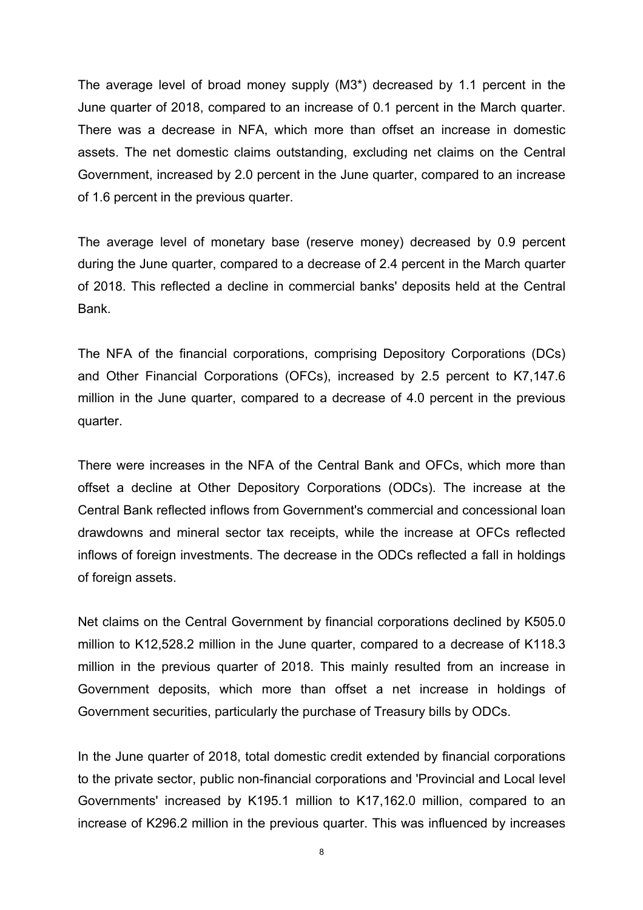The average level of broad money supply (M3*) decreased by 1.1 percent in the June quarter of 2018, compared to an increase of 0.1 percent in the March quarter. There was a decrease in NFA, which more than offset an increase in domestic assets. The net domestic claims outstanding, excluding net claims on the Central Government, increased by 2.0 percent in the June quarter, compared to an increase of 1.6 percent in the previous quarter.

The average level of monetary base (reserve money) decreased by 0.9 percent during the June quarter, compared to a decrease of 2.4 percent in the March quarter of 2018. This reflected a decline in commercial banks' deposits held at the Central Bank.

The NFA of the financial corporations, comprising Depository Corporations (DCs) and Other Financial Corporations (OFCs), increased by 2.5 percent to K7,147.6 million in the June quarter, compared to a decrease of 4.0 percent in the previous quarter.

There were increases in the NFA of the Central Bank and OFCs, which more than offset a decline at Other Depository Corporations (ODCs). The increase at the Central Bank reflected inflows from Government's commercial and concessional loan drawdowns and mineral sector tax receipts, while the increase at OFCs reflected inflows of foreign investments. The decrease in the ODCs reflected a fall in holdings of foreign assets.

Net claims on the Central Government by financial corporations declined by K505.0 million to K12,528.2 million in the June quarter, compared to a decrease of K118.3 million in the previous quarter of 2018. This mainly resulted from an increase in Government deposits, which more than offset a net increase in holdings of Government securities, particularly the purchase of Treasury bills by ODCs.

In the June quarter of 2018, total domestic credit extended by financial corporations to the private sector, public non-financial corporations and 'Provincial and Local level Governments' increased by K195.1 million to K17,162.0 million, compared to an increase of K296.2 million in the previous quarter. This was influenced by increases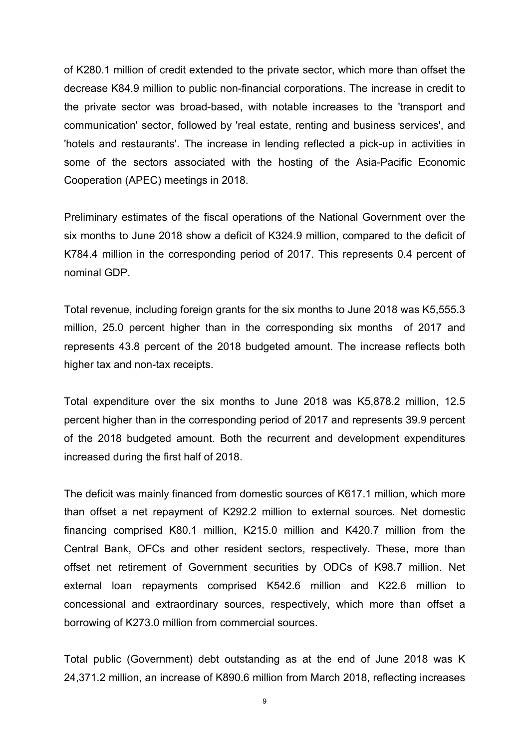of K280.1 million of credit extended to the private sector, which more than offset the decrease K84.9 million to public non-financial corporations. The increase in credit to the private sector was broad-based, with notable increases to the 'transport and communication' sector, followed by 'real estate, renting and business services', and 'hotels and restaurants'. The increase in lending reflected a pick-up in activities in some of the sectors associated with the hosting of the Asia-Pacific Economic Cooperation (APEC) meetings in 2018.

Preliminary estimates of the fiscal operations of the National Government over the six months to June 2018 show a deficit of K324.9 million, compared to the deficit of K784.4 million in the corresponding period of 2017. This represents 0.4 percent of nominal GDP.

Total revenue, including foreign grants for the six months to June 2018 was K5,555.3 million, 25.0 percent higher than in the corresponding six months of 2017 and represents 43.8 percent of the 2018 budgeted amount. The increase reflects both higher tax and non-tax receipts.

Total expenditure over the six months to June 2018 was K5,878.2 million, 12.5 percent higher than in the corresponding period of 2017 and represents 39.9 percent of the 2018 budgeted amount. Both the recurrent and development expenditures increased during the first half of 2018.

The deficit was mainly financed from domestic sources of K617.1 million, which more than offset a net repayment of K292.2 million to external sources. Net domestic financing comprised K80.1 million, K215.0 million and K420.7 million from the Central Bank, OFCs and other resident sectors, respectively. These, more than offset net retirement of Government securities by ODCs of K98.7 million. Net external loan repayments comprised K542.6 million and K22.6 million to concessional and extraordinary sources, respectively, which more than offset a borrowing of K273.0 million from commercial sources.

Total public (Government) debt outstanding as at the end of June 2018 was K 24,371.2 million, an increase of K890.6 million from March 2018, reflecting increases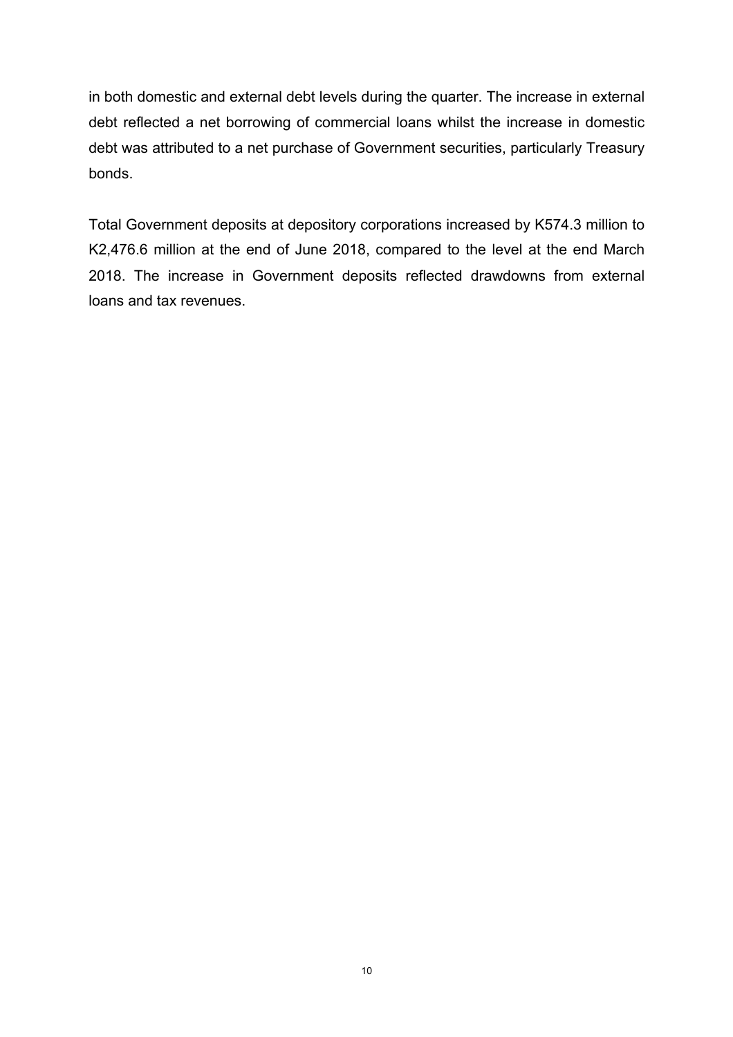in both domestic and external debt levels during the quarter. The increase in external debt reflected a net borrowing of commercial loans whilst the increase in domestic debt was attributed to a net purchase of Government securities, particularly Treasury bonds.

Total Government deposits at depository corporations increased by K574.3 million to K2,476.6 million at the end of June 2018, compared to the level at the end March 2018. The increase in Government deposits reflected drawdowns from external loans and tax revenues.